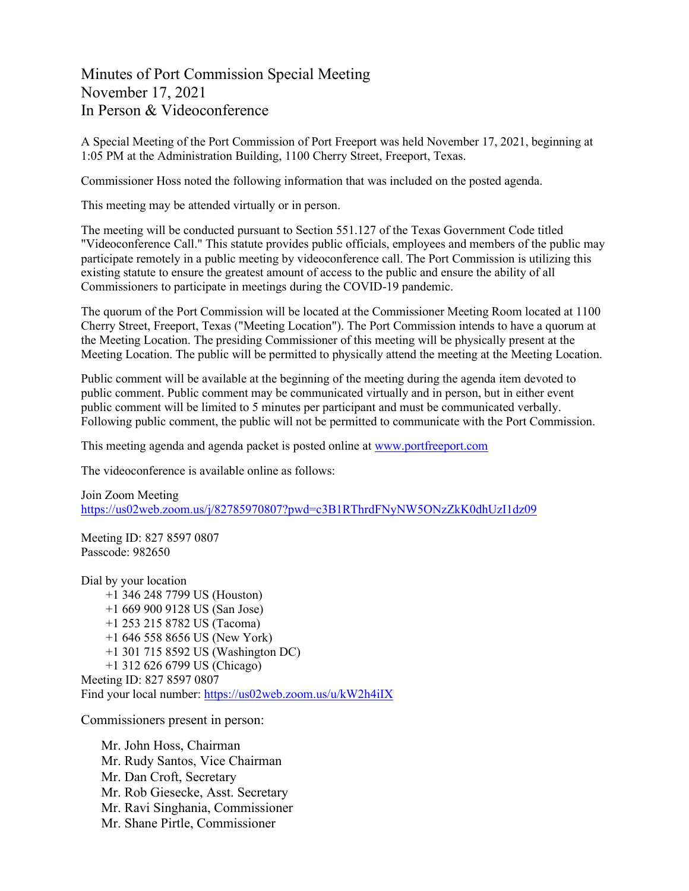# Minutes of Port Commission Special Meeting
# November 17, 2021
# In Person & Videoconference

A Special Meeting of the Port Commission of Port Freeport was held November 17, 2021, beginning at 1:05 PM at the Administration Building, 1100 Cherry Street, Freeport, Texas.

Commissioner Hoss noted the following information that was included on the posted agenda.

This meeting may be attended virtually or in person.

The meeting will be conducted pursuant to Section 551.127 of the Texas Government Code titled "Videoconference Call." This statute provides public officials, employees and members of the public may participate remotely in a public meeting by videoconference call. The Port Commission is utilizing this existing statute to ensure the greatest amount of access to the public and ensure the ability of all Commissioners to participate in meetings during the COVID-19 pandemic.

The quorum of the Port Commission will be located at the Commissioner Meeting Room located at 1100 Cherry Street, Freeport, Texas ("Meeting Location"). The Port Commission intends to have a quorum at the Meeting Location. The presiding Commissioner of this meeting will be physically present at the Meeting Location. The public will be permitted to physically attend the meeting at the Meeting Location.

Public comment will be available at the beginning of the meeting during the agenda item devoted to public comment. Public comment may be communicated virtually and in person, but in either event public comment will be limited to 5 minutes per participant and must be communicated verbally. Following public comment, the public will not be permitted to communicate with the Port Commission.

This meeting agenda and agenda packet is posted online at [www.portfreeport.com](http://www.portfreeport.com)

The videoconference is available online as follows:

Join Zoom Meeting
https://us02web.zoom.us/j/82785970807?pwd=c3B1RThrdFNyNW5ONzZkK0dhUzI1dz09

Meeting ID: 827 8597 0807
Passcode: 982650

Dial by your location
- +1 346 248 7799 US (Houston)
- +1 669 900 9128 US (San Jose)
- +1 253 215 8782 US (Tacoma)
- +1 646 558 8656 US (New York)
- +1 301 715 8592 US (Washington DC)
- +1 312 626 6799 US (Chicago)

Meeting ID: 827 8597 0807
Find your local number: https://us02web.zoom.us/u/kW2h4iIX

Commissioners present in person:

- Mr. John Hoss, Chairman
- Mr. Rudy Santos, Vice Chairman
- Mr. Dan Croft, Secretary
- Mr. Rob Giesecke, Asst. Secretary
- Mr. Ravi Singhania, Commissioner
- Mr. Shane Pirtle, Commissioner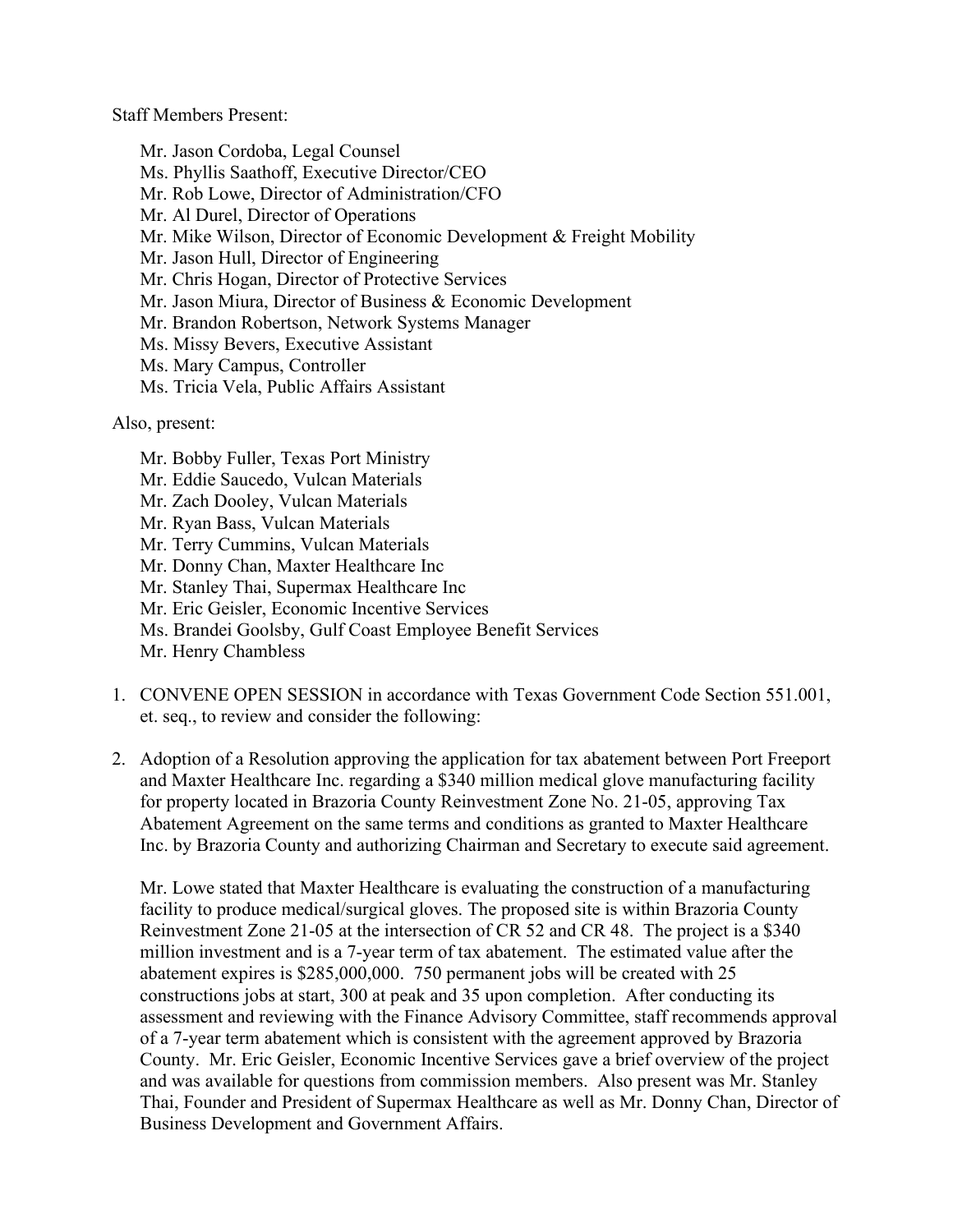Staff Members Present:

Mr. Jason Cordoba, Legal Counsel
Ms. Phyllis Saathoff, Executive Director/CEO
Mr. Rob Lowe, Director of Administration/CFO
Mr. Al Durel, Director of Operations
Mr. Mike Wilson, Director of Economic Development & Freight Mobility
Mr. Jason Hull, Director of Engineering
Mr. Chris Hogan, Director of Protective Services
Mr. Jason Miura, Director of Business & Economic Development
Mr. Brandon Robertson, Network Systems Manager
Ms. Missy Bevers, Executive Assistant
Ms. Mary Campus, Controller
Ms. Tricia Vela, Public Affairs Assistant

Also, present:

Mr. Bobby Fuller, Texas Port Ministry
Mr. Eddie Saucedo, Vulcan Materials
Mr. Zach Dooley, Vulcan Materials
Mr. Ryan Bass, Vulcan Materials
Mr. Terry Cummins, Vulcan Materials
Mr. Donny Chan, Maxter Healthcare Inc
Mr. Stanley Thai, Supermax Healthcare Inc
Mr. Eric Geisler, Economic Incentive Services
Ms. Brandei Goolsby, Gulf Coast Employee Benefit Services
Mr. Henry Chambless

1. CONVENE OPEN SESSION in accordance with Texas Government Code Section 551.001, et. seq., to review and consider the following:

2. Adoption of a Resolution approving the application for tax abatement between Port Freeport and Maxter Healthcare Inc. regarding a $340 million medical glove manufacturing facility for property located in Brazoria County Reinvestment Zone No. 21-05, approving Tax Abatement Agreement on the same terms and conditions as granted to Maxter Healthcare Inc. by Brazoria County and authorizing Chairman and Secretary to execute said agreement.

   Mr. Lowe stated that Maxter Healthcare is evaluating the construction of a manufacturing facility to produce medical/surgical gloves. The proposed site is within Brazoria County Reinvestment Zone 21-05 at the intersection of CR 52 and CR 48. The project is a $340 million investment and is a 7-year term of tax abatement. The estimated value after the abatement expires is $285,000,000. 750 permanent jobs will be created with 25 constructions jobs at start, 300 at peak and 35 upon completion. After conducting its assessment and reviewing with the Finance Advisory Committee, staff recommends approval of a 7-year term abatement which is consistent with the agreement approved by Brazoria County. Mr. Eric Geisler, Economic Incentive Services gave a brief overview of the project and was available for questions from commission members. Also present was Mr. Stanley Thai, Founder and President of Supermax Healthcare as well as Mr. Donny Chan, Director of Business Development and Government Affairs.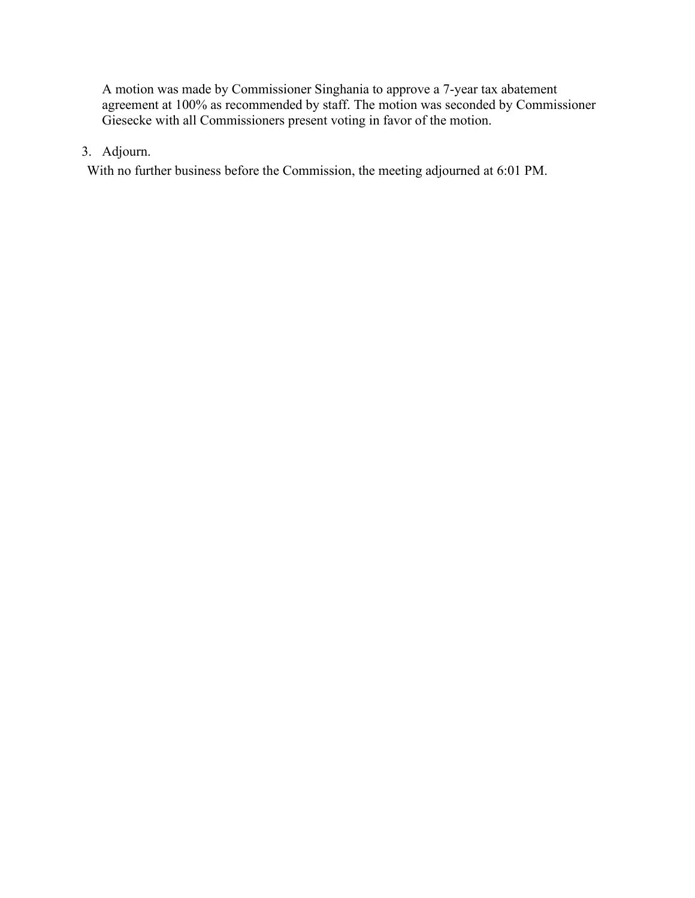A motion was made by Commissioner Singhania to approve a 7-year tax abatement agreement at 100% as recommended by staff. The motion was seconded by Commissioner Giesecke with all Commissioners present voting in favor of the motion.

3. Adjourn.

With no further business before the Commission, the meeting adjourned at 6:01 PM.